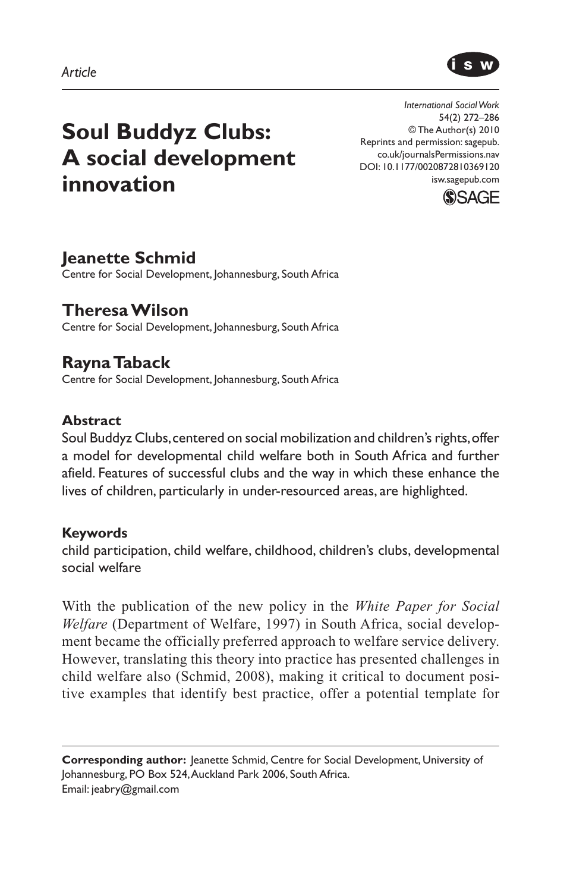*Article*

# Soul Buddyz Clubs: A social development innovation

*International Social Work*
54(2) 272–286
© The Author(s) 2010
Reprints and permission: sagepub.co.uk/journalsPermissions.nav
DOI: 10.1177/0020872810369120
isw.sagepub.com

**Jeanette Schmid**
Centre for Social Development, Johannesburg, South Africa

**Theresa Wilson**
Centre for Social Development, Johannesburg, South Africa

**Rayna Taback**
Centre for Social Development, Johannesburg, South Africa

### Abstract

Soul Buddyz Clubs, centered on social mobilization and children's rights, offer a model for developmental child welfare both in South Africa and further afield. Features of successful clubs and the way in which these enhance the lives of children, particularly in under-resourced areas, are highlighted.

### Keywords

child participation, child welfare, childhood, children's clubs, developmental social welfare

With the publication of the new policy in the *White Paper for Social Welfare* (Department of Welfare, 1997) in South Africa, social development became the officially preferred approach to welfare service delivery. However, translating this theory into practice has presented challenges in child welfare also (Schmid, 2008), making it critical to document positive examples that identify best practice, offer a potential template for

**Corresponding author:** Jeanette Schmid, Centre for Social Development, University of Johannesburg, PO Box 524, Auckland Park 2006, South Africa.
Email: jeabry@gmail.com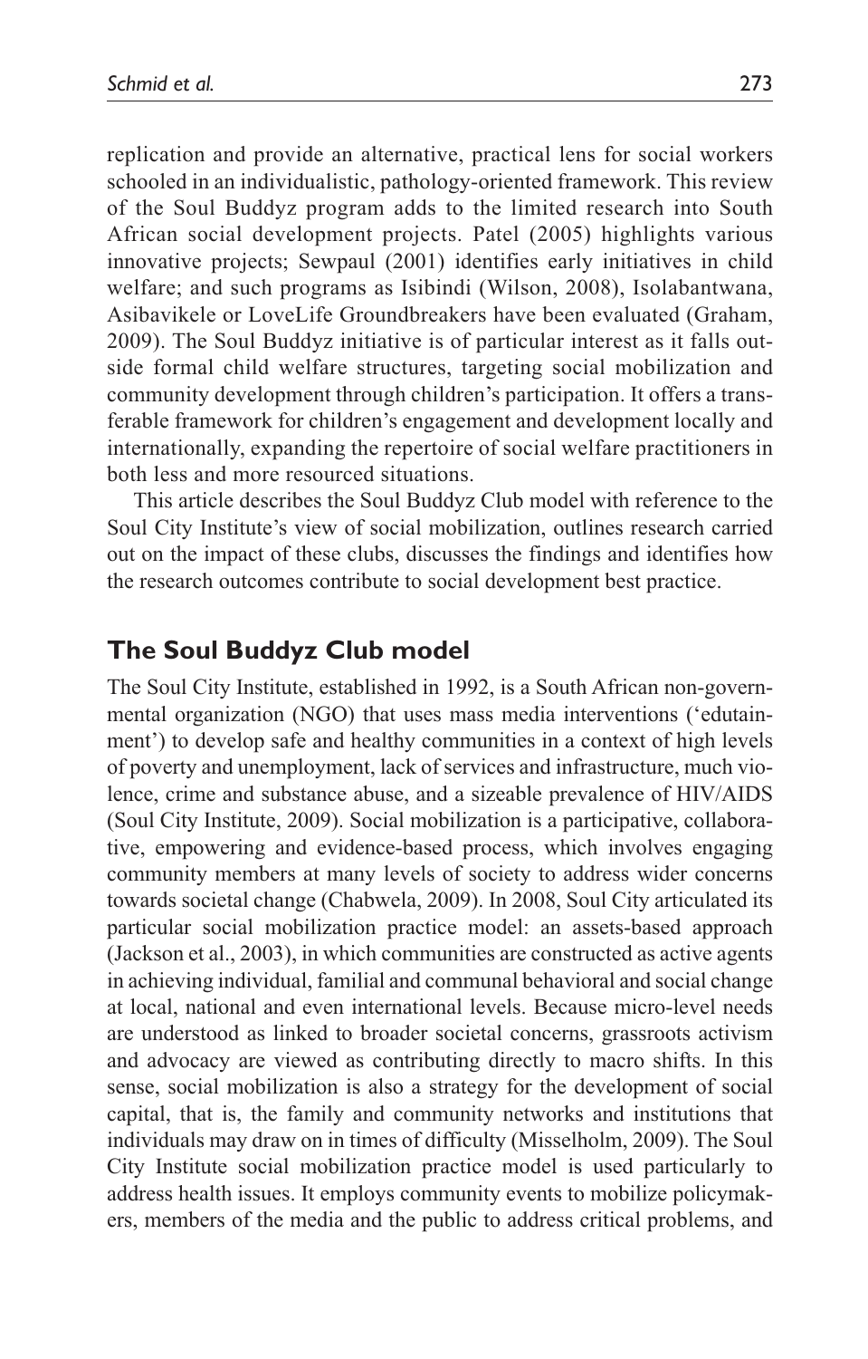replication and provide an alternative, practical lens for social workers schooled in an individualistic, pathology-oriented framework. This review of the Soul Buddyz program adds to the limited research into South African social development projects. Patel (2005) highlights various innovative projects; Sewpaul (2001) identifies early initiatives in child welfare; and such programs as Isibindi (Wilson, 2008), Isolabantwana, Asibavikele or LoveLife Groundbreakers have been evaluated (Graham, 2009). The Soul Buddyz initiative is of particular interest as it falls outside formal child welfare structures, targeting social mobilization and community development through children's participation. It offers a transferable framework for children's engagement and development locally and internationally, expanding the repertoire of social welfare practitioners in both less and more resourced situations.

This article describes the Soul Buddyz Club model with reference to the Soul City Institute's view of social mobilization, outlines research carried out on the impact of these clubs, discusses the findings and identifies how the research outcomes contribute to social development best practice.

## The Soul Buddyz Club model

The Soul City Institute, established in 1992, is a South African non-governmental organization (NGO) that uses mass media interventions ('edutainment') to develop safe and healthy communities in a context of high levels of poverty and unemployment, lack of services and infrastructure, much violence, crime and substance abuse, and a sizeable prevalence of HIV/AIDS (Soul City Institute, 2009). Social mobilization is a participative, collaborative, empowering and evidence-based process, which involves engaging community members at many levels of society to address wider concerns towards societal change (Chabwela, 2009). In 2008, Soul City articulated its particular social mobilization practice model: an assets-based approach (Jackson et al., 2003), in which communities are constructed as active agents in achieving individual, familial and communal behavioral and social change at local, national and even international levels. Because micro-level needs are understood as linked to broader societal concerns, grassroots activism and advocacy are viewed as contributing directly to macro shifts. In this sense, social mobilization is also a strategy for the development of social capital, that is, the family and community networks and institutions that individuals may draw on in times of difficulty (Misselholm, 2009). The Soul City Institute social mobilization practice model is used particularly to address health issues. It employs community events to mobilize policymakers, members of the media and the public to address critical problems, and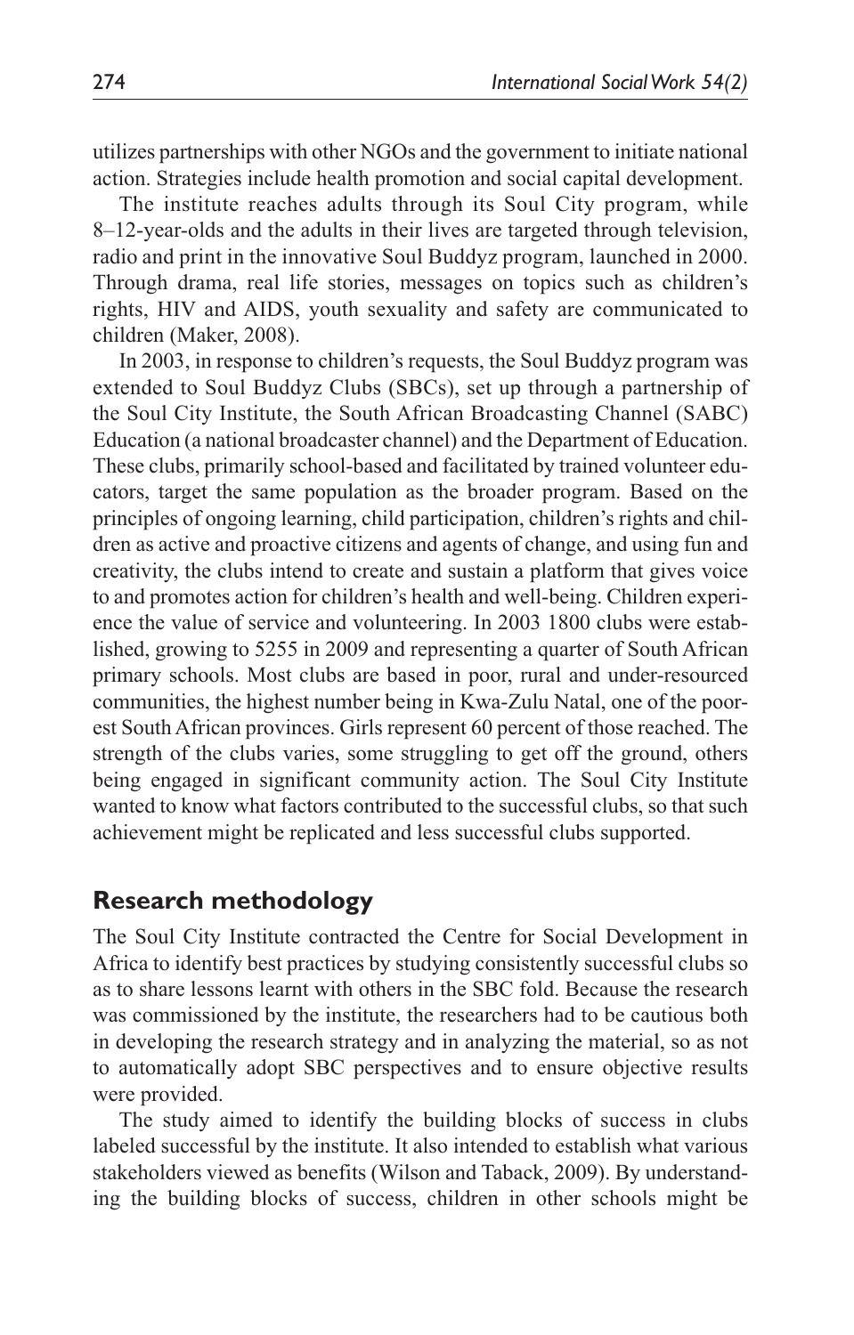utilizes partnerships with other NGOs and the government to initiate national action. Strategies include health promotion and social capital development.

The institute reaches adults through its Soul City program, while 8–12-year-olds and the adults in their lives are targeted through television, radio and print in the innovative Soul Buddyz program, launched in 2000. Through drama, real life stories, messages on topics such as children's rights, HIV and AIDS, youth sexuality and safety are communicated to children (Maker, 2008).

In 2003, in response to children's requests, the Soul Buddyz program was extended to Soul Buddyz Clubs (SBCs), set up through a partnership of the Soul City Institute, the South African Broadcasting Channel (SABC) Education (a national broadcaster channel) and the Department of Education. These clubs, primarily school-based and facilitated by trained volunteer educators, target the same population as the broader program. Based on the principles of ongoing learning, child participation, children's rights and children as active and proactive citizens and agents of change, and using fun and creativity, the clubs intend to create and sustain a platform that gives voice to and promotes action for children's health and well-being. Children experience the value of service and volunteering. In 2003 1800 clubs were established, growing to 5255 in 2009 and representing a quarter of South African primary schools. Most clubs are based in poor, rural and under-resourced communities, the highest number being in Kwa-Zulu Natal, one of the poorest South African provinces. Girls represent 60 percent of those reached. The strength of the clubs varies, some struggling to get off the ground, others being engaged in significant community action. The Soul City Institute wanted to know what factors contributed to the successful clubs, so that such achievement might be replicated and less successful clubs supported.

## Research methodology

The Soul City Institute contracted the Centre for Social Development in Africa to identify best practices by studying consistently successful clubs so as to share lessons learnt with others in the SBC fold. Because the research was commissioned by the institute, the researchers had to be cautious both in developing the research strategy and in analyzing the material, so as not to automatically adopt SBC perspectives and to ensure objective results were provided.

The study aimed to identify the building blocks of success in clubs labeled successful by the institute. It also intended to establish what various stakeholders viewed as benefits (Wilson and Taback, 2009). By understanding the building blocks of success, children in other schools might be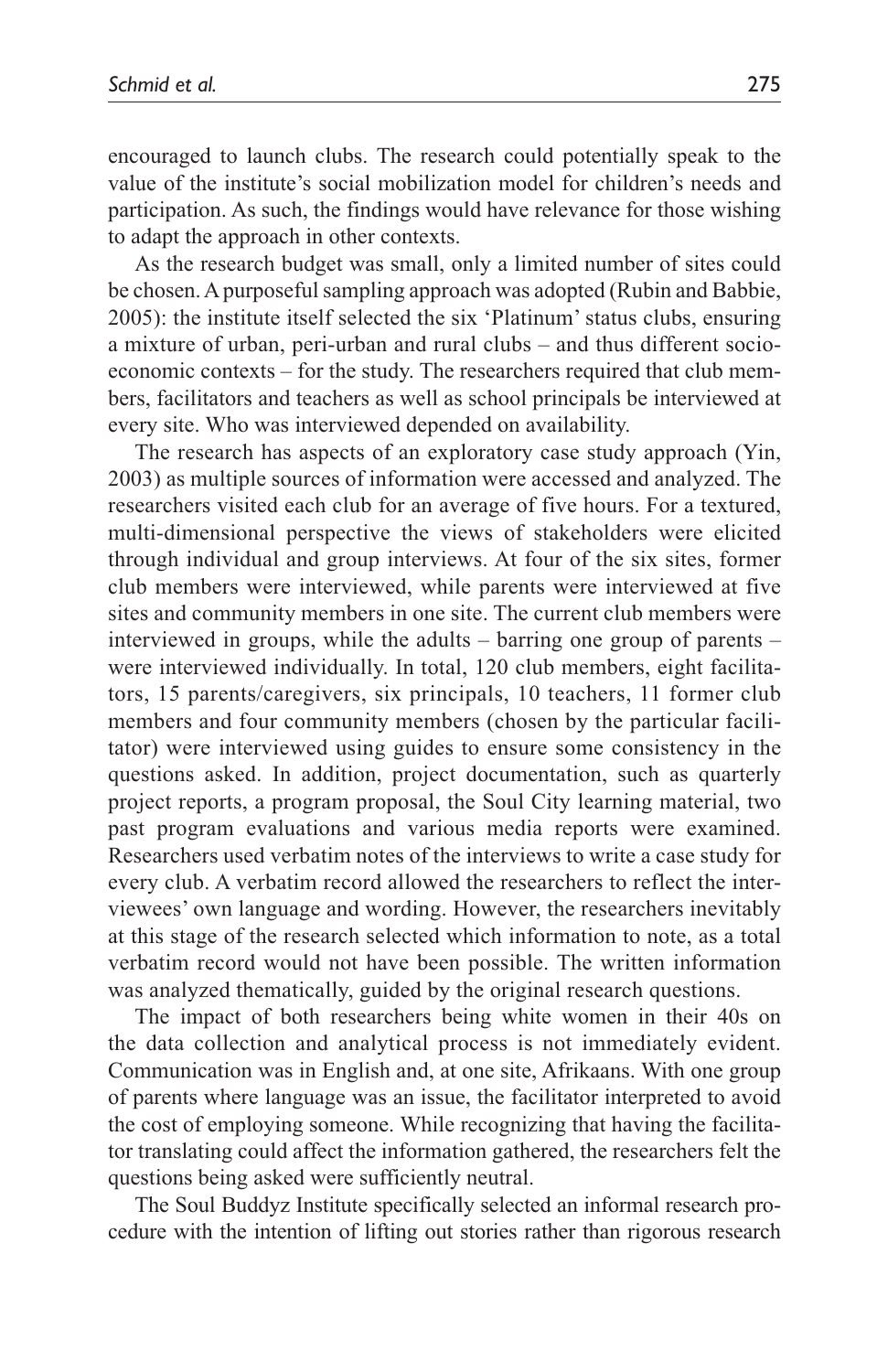encouraged to launch clubs. The research could potentially speak to the value of the institute's social mobilization model for children's needs and participation. As such, the findings would have relevance for those wishing to adapt the approach in other contexts.

As the research budget was small, only a limited number of sites could be chosen. A purposeful sampling approach was adopted (Rubin and Babbie, 2005): the institute itself selected the six 'Platinum' status clubs, ensuring a mixture of urban, peri-urban and rural clubs – and thus different socio-economic contexts – for the study. The researchers required that club members, facilitators and teachers as well as school principals be interviewed at every site. Who was interviewed depended on availability.

The research has aspects of an exploratory case study approach (Yin, 2003) as multiple sources of information were accessed and analyzed. The researchers visited each club for an average of five hours. For a textured, multi-dimensional perspective the views of stakeholders were elicited through individual and group interviews. At four of the six sites, former club members were interviewed, while parents were interviewed at five sites and community members in one site. The current club members were interviewed in groups, while the adults – barring one group of parents – were interviewed individually. In total, 120 club members, eight facilitators, 15 parents/caregivers, six principals, 10 teachers, 11 former club members and four community members (chosen by the particular facilitator) were interviewed using guides to ensure some consistency in the questions asked. In addition, project documentation, such as quarterly project reports, a program proposal, the Soul City learning material, two past program evaluations and various media reports were examined. Researchers used verbatim notes of the interviews to write a case study for every club. A verbatim record allowed the researchers to reflect the interviewees' own language and wording. However, the researchers inevitably at this stage of the research selected which information to note, as a total verbatim record would not have been possible. The written information was analyzed thematically, guided by the original research questions.

The impact of both researchers being white women in their 40s on the data collection and analytical process is not immediately evident. Communication was in English and, at one site, Afrikaans. With one group of parents where language was an issue, the facilitator interpreted to avoid the cost of employing someone. While recognizing that having the facilitator translating could affect the information gathered, the researchers felt the questions being asked were sufficiently neutral.

The Soul Buddyz Institute specifically selected an informal research procedure with the intention of lifting out stories rather than rigorous research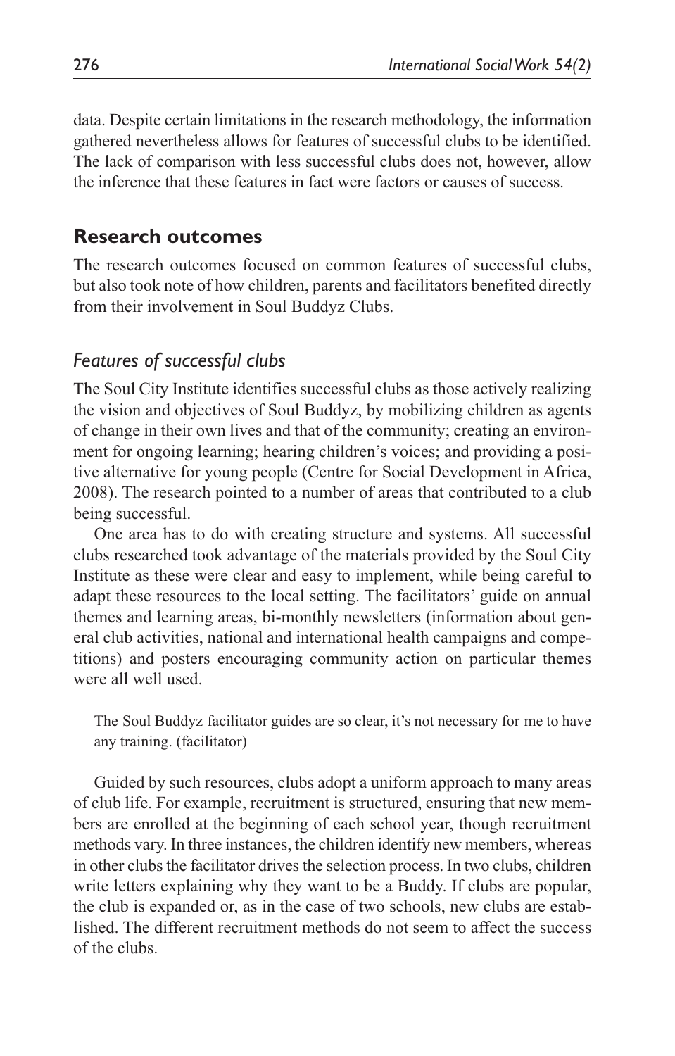data. Despite certain limitations in the research methodology, the information gathered nevertheless allows for features of successful clubs to be identified. The lack of comparison with less successful clubs does not, however, allow the inference that these features in fact were factors or causes of success.

## Research outcomes

The research outcomes focused on common features of successful clubs, but also took note of how children, parents and facilitators benefited directly from their involvement in Soul Buddyz Clubs.

### *Features of successful clubs*

The Soul City Institute identifies successful clubs as those actively realizing the vision and objectives of Soul Buddyz, by mobilizing children as agents of change in their own lives and that of the community; creating an environment for ongoing learning; hearing children's voices; and providing a positive alternative for young people (Centre for Social Development in Africa, 2008). The research pointed to a number of areas that contributed to a club being successful.

One area has to do with creating structure and systems. All successful clubs researched took advantage of the materials provided by the Soul City Institute as these were clear and easy to implement, while being careful to adapt these resources to the local setting. The facilitators' guide on annual themes and learning areas, bi-monthly newsletters (information about general club activities, national and international health campaigns and competitions) and posters encouraging community action on particular themes were all well used.

> The Soul Buddyz facilitator guides are so clear, it's not necessary for me to have any training. (facilitator)

Guided by such resources, clubs adopt a uniform approach to many areas of club life. For example, recruitment is structured, ensuring that new members are enrolled at the beginning of each school year, though recruitment methods vary. In three instances, the children identify new members, whereas in other clubs the facilitator drives the selection process. In two clubs, children write letters explaining why they want to be a Buddy. If clubs are popular, the club is expanded or, as in the case of two schools, new clubs are established. The different recruitment methods do not seem to affect the success of the clubs.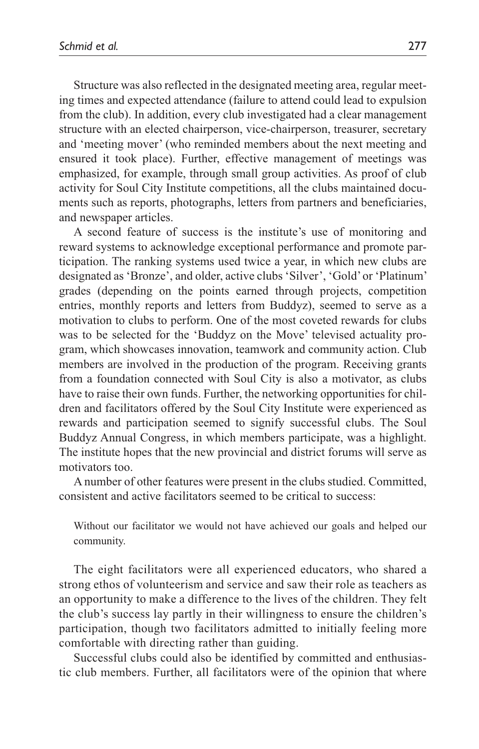Structure was also reflected in the designated meeting area, regular meeting times and expected attendance (failure to attend could lead to expulsion from the club). In addition, every club investigated had a clear management structure with an elected chairperson, vice-chairperson, treasurer, secretary and 'meeting mover' (who reminded members about the next meeting and ensured it took place). Further, effective management of meetings was emphasized, for example, through small group activities. As proof of club activity for Soul City Institute competitions, all the clubs maintained documents such as reports, photographs, letters from partners and beneficiaries, and newspaper articles.

A second feature of success is the institute's use of monitoring and reward systems to acknowledge exceptional performance and promote participation. The ranking systems used twice a year, in which new clubs are designated as 'Bronze', and older, active clubs 'Silver', 'Gold' or 'Platinum' grades (depending on the points earned through projects, competition entries, monthly reports and letters from Buddyz), seemed to serve as a motivation to clubs to perform. One of the most coveted rewards for clubs was to be selected for the 'Buddyz on the Move' televised actuality program, which showcases innovation, teamwork and community action. Club members are involved in the production of the program. Receiving grants from a foundation connected with Soul City is also a motivator, as clubs have to raise their own funds. Further, the networking opportunities for children and facilitators offered by the Soul City Institute were experienced as rewards and participation seemed to signify successful clubs. The Soul Buddyz Annual Congress, in which members participate, was a highlight. The institute hopes that the new provincial and district forums will serve as motivators too.

A number of other features were present in the clubs studied. Committed, consistent and active facilitators seemed to be critical to success:

> Without our facilitator we would not have achieved our goals and helped our community.

The eight facilitators were all experienced educators, who shared a strong ethos of volunteerism and service and saw their role as teachers as an opportunity to make a difference to the lives of the children. They felt the club's success lay partly in their willingness to ensure the children's participation, though two facilitators admitted to initially feeling more comfortable with directing rather than guiding.

Successful clubs could also be identified by committed and enthusiastic club members. Further, all facilitators were of the opinion that where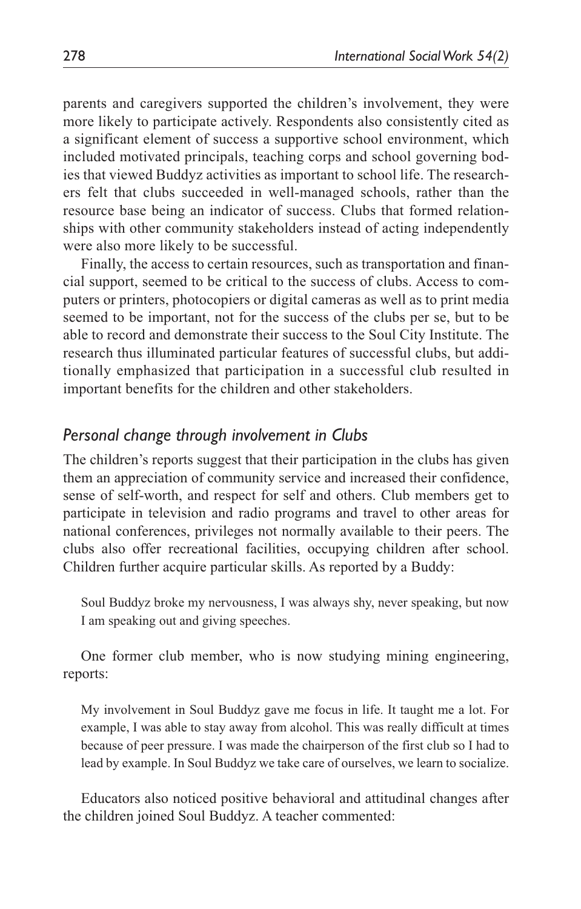parents and caregivers supported the children's involvement, they were more likely to participate actively. Respondents also consistently cited as a significant element of success a supportive school environment, which included motivated principals, teaching corps and school governing bodies that viewed Buddyz activities as important to school life. The researchers felt that clubs succeeded in well-managed schools, rather than the resource base being an indicator of success. Clubs that formed relationships with other community stakeholders instead of acting independently were also more likely to be successful.

Finally, the access to certain resources, such as transportation and financial support, seemed to be critical to the success of clubs. Access to computers or printers, photocopiers or digital cameras as well as to print media seemed to be important, not for the success of the clubs per se, but to be able to record and demonstrate their success to the Soul City Institute. The research thus illuminated particular features of successful clubs, but additionally emphasized that participation in a successful club resulted in important benefits for the children and other stakeholders.

### *Personal change through involvement in Clubs*

The children's reports suggest that their participation in the clubs has given them an appreciation of community service and increased their confidence, sense of self-worth, and respect for self and others. Club members get to participate in television and radio programs and travel to other areas for national conferences, privileges not normally available to their peers. The clubs also offer recreational facilities, occupying children after school. Children further acquire particular skills. As reported by a Buddy:

> Soul Buddyz broke my nervousness, I was always shy, never speaking, but now I am speaking out and giving speeches.

One former club member, who is now studying mining engineering, reports:

> My involvement in Soul Buddyz gave me focus in life. It taught me a lot. For example, I was able to stay away from alcohol. This was really difficult at times because of peer pressure. I was made the chairperson of the first club so I had to lead by example. In Soul Buddyz we take care of ourselves, we learn to socialize.

Educators also noticed positive behavioral and attitudinal changes after the children joined Soul Buddyz. A teacher commented: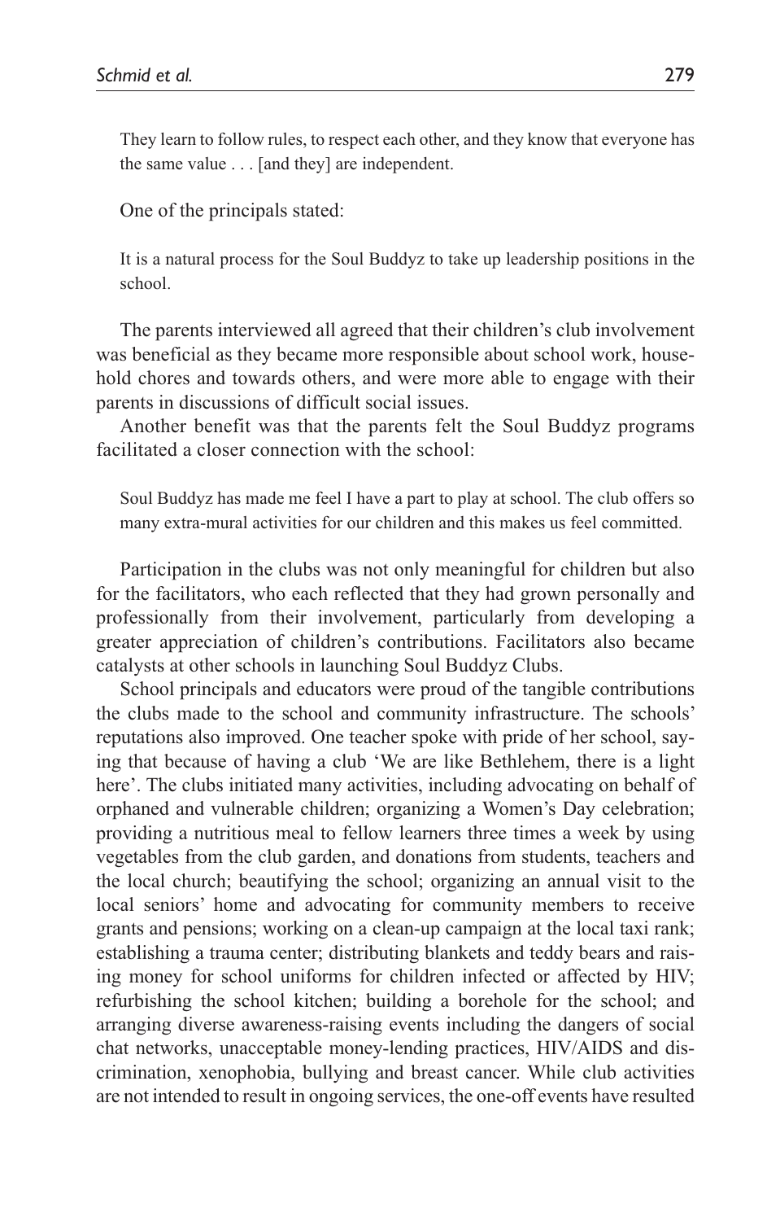> They learn to follow rules, to respect each other, and they know that everyone has the same value . . . [and they] are independent.

One of the principals stated:

> It is a natural process for the Soul Buddyz to take up leadership positions in the school.

The parents interviewed all agreed that their children's club involvement was beneficial as they became more responsible about school work, household chores and towards others, and were more able to engage with their parents in discussions of difficult social issues.

Another benefit was that the parents felt the Soul Buddyz programs facilitated a closer connection with the school:

> Soul Buddyz has made me feel I have a part to play at school. The club offers so many extra-mural activities for our children and this makes us feel committed.

Participation in the clubs was not only meaningful for children but also for the facilitators, who each reflected that they had grown personally and professionally from their involvement, particularly from developing a greater appreciation of children's contributions. Facilitators also became catalysts at other schools in launching Soul Buddyz Clubs.

School principals and educators were proud of the tangible contributions the clubs made to the school and community infrastructure. The schools' reputations also improved. One teacher spoke with pride of her school, saying that because of having a club 'We are like Bethlehem, there is a light here'. The clubs initiated many activities, including advocating on behalf of orphaned and vulnerable children; organizing a Women's Day celebration; providing a nutritious meal to fellow learners three times a week by using vegetables from the club garden, and donations from students, teachers and the local church; beautifying the school; organizing an annual visit to the local seniors' home and advocating for community members to receive grants and pensions; working on a clean-up campaign at the local taxi rank; establishing a trauma center; distributing blankets and teddy bears and raising money for school uniforms for children infected or affected by HIV; refurbishing the school kitchen; building a borehole for the school; and arranging diverse awareness-raising events including the dangers of social chat networks, unacceptable money-lending practices, HIV/AIDS and discrimination, xenophobia, bullying and breast cancer. While club activities are not intended to result in ongoing services, the one-off events have resulted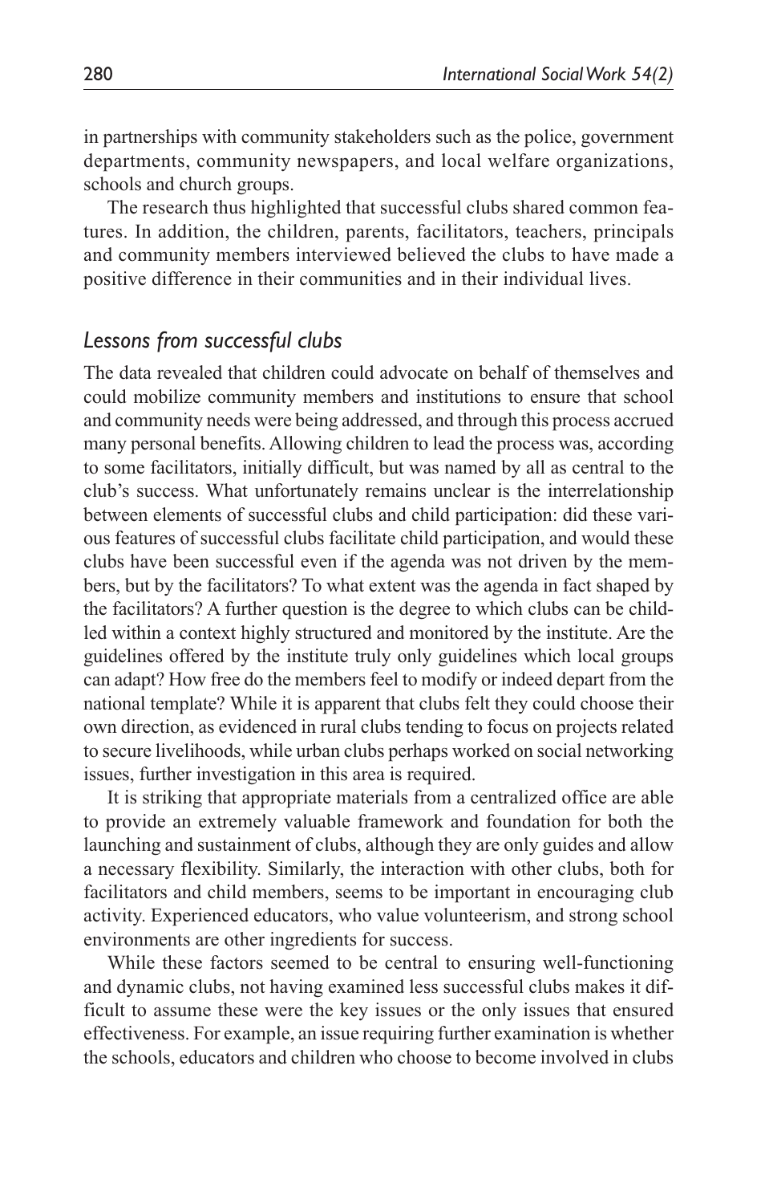in partnerships with community stakeholders such as the police, government departments, community newspapers, and local welfare organizations, schools and church groups.

The research thus highlighted that successful clubs shared common features. In addition, the children, parents, facilitators, teachers, principals and community members interviewed believed the clubs to have made a positive difference in their communities and in their individual lives.

### *Lessons from successful clubs*

The data revealed that children could advocate on behalf of themselves and could mobilize community members and institutions to ensure that school and community needs were being addressed, and through this process accrued many personal benefits. Allowing children to lead the process was, according to some facilitators, initially difficult, but was named by all as central to the club's success. What unfortunately remains unclear is the interrelationship between elements of successful clubs and child participation: did these various features of successful clubs facilitate child participation, and would these clubs have been successful even if the agenda was not driven by the members, but by the facilitators? To what extent was the agenda in fact shaped by the facilitators? A further question is the degree to which clubs can be child-led within a context highly structured and monitored by the institute. Are the guidelines offered by the institute truly only guidelines which local groups can adapt? How free do the members feel to modify or indeed depart from the national template? While it is apparent that clubs felt they could choose their own direction, as evidenced in rural clubs tending to focus on projects related to secure livelihoods, while urban clubs perhaps worked on social networking issues, further investigation in this area is required.

It is striking that appropriate materials from a centralized office are able to provide an extremely valuable framework and foundation for both the launching and sustainment of clubs, although they are only guides and allow a necessary flexibility. Similarly, the interaction with other clubs, both for facilitators and child members, seems to be important in encouraging club activity. Experienced educators, who value volunteerism, and strong school environments are other ingredients for success.

While these factors seemed to be central to ensuring well-functioning and dynamic clubs, not having examined less successful clubs makes it difficult to assume these were the key issues or the only issues that ensured effectiveness. For example, an issue requiring further examination is whether the schools, educators and children who choose to become involved in clubs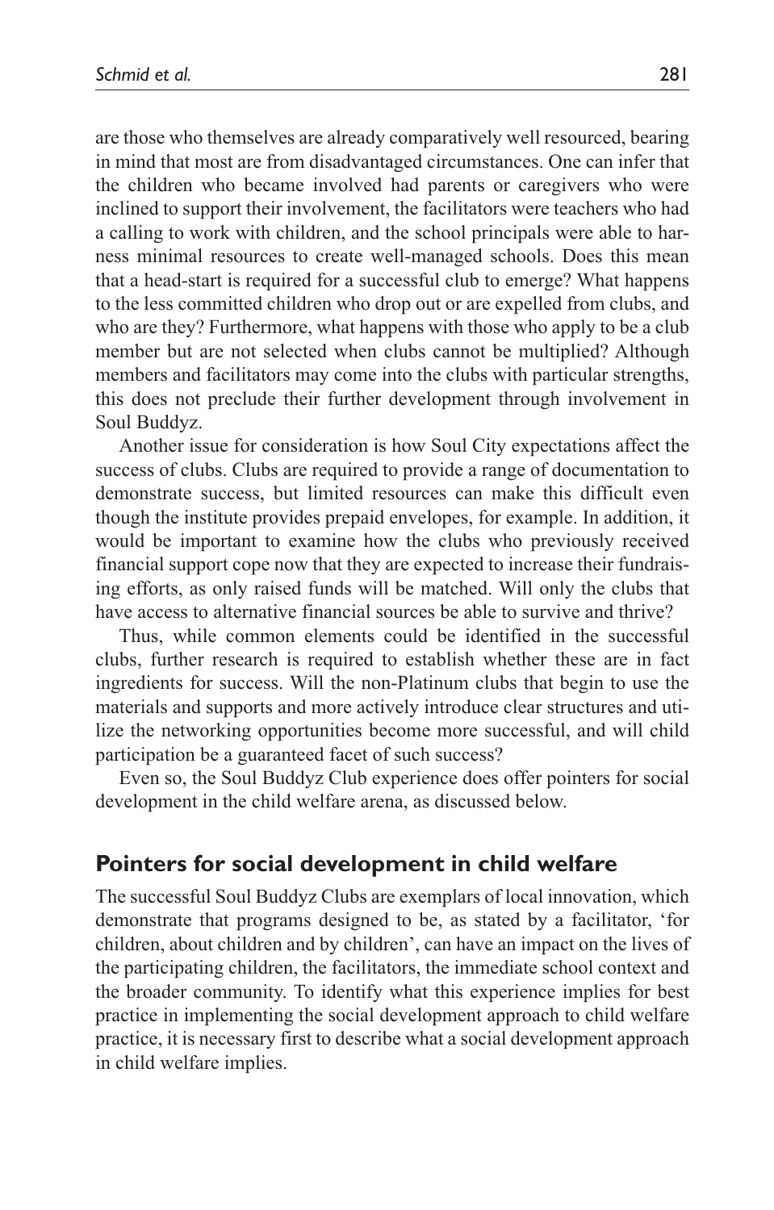are those who themselves are already comparatively well resourced, bearing in mind that most are from disadvantaged circumstances. One can infer that the children who became involved had parents or caregivers who were inclined to support their involvement, the facilitators were teachers who had a calling to work with children, and the school principals were able to harness minimal resources to create well-managed schools. Does this mean that a head-start is required for a successful club to emerge? What happens to the less committed children who drop out or are expelled from clubs, and who are they? Furthermore, what happens with those who apply to be a club member but are not selected when clubs cannot be multiplied? Although members and facilitators may come into the clubs with particular strengths, this does not preclude their further development through involvement in Soul Buddyz.

Another issue for consideration is how Soul City expectations affect the success of clubs. Clubs are required to provide a range of documentation to demonstrate success, but limited resources can make this difficult even though the institute provides prepaid envelopes, for example. In addition, it would be important to examine how the clubs who previously received financial support cope now that they are expected to increase their fundraising efforts, as only raised funds will be matched. Will only the clubs that have access to alternative financial sources be able to survive and thrive?

Thus, while common elements could be identified in the successful clubs, further research is required to establish whether these are in fact ingredients for success. Will the non-Platinum clubs that begin to use the materials and supports and more actively introduce clear structures and utilize the networking opportunities become more successful, and will child participation be a guaranteed facet of such success?

Even so, the Soul Buddyz Club experience does offer pointers for social development in the child welfare arena, as discussed below.

## Pointers for social development in child welfare

The successful Soul Buddyz Clubs are exemplars of local innovation, which demonstrate that programs designed to be, as stated by a facilitator, 'for children, about children and by children', can have an impact on the lives of the participating children, the facilitators, the immediate school context and the broader community. To identify what this experience implies for best practice in implementing the social development approach to child welfare practice, it is necessary first to describe what a social development approach in child welfare implies.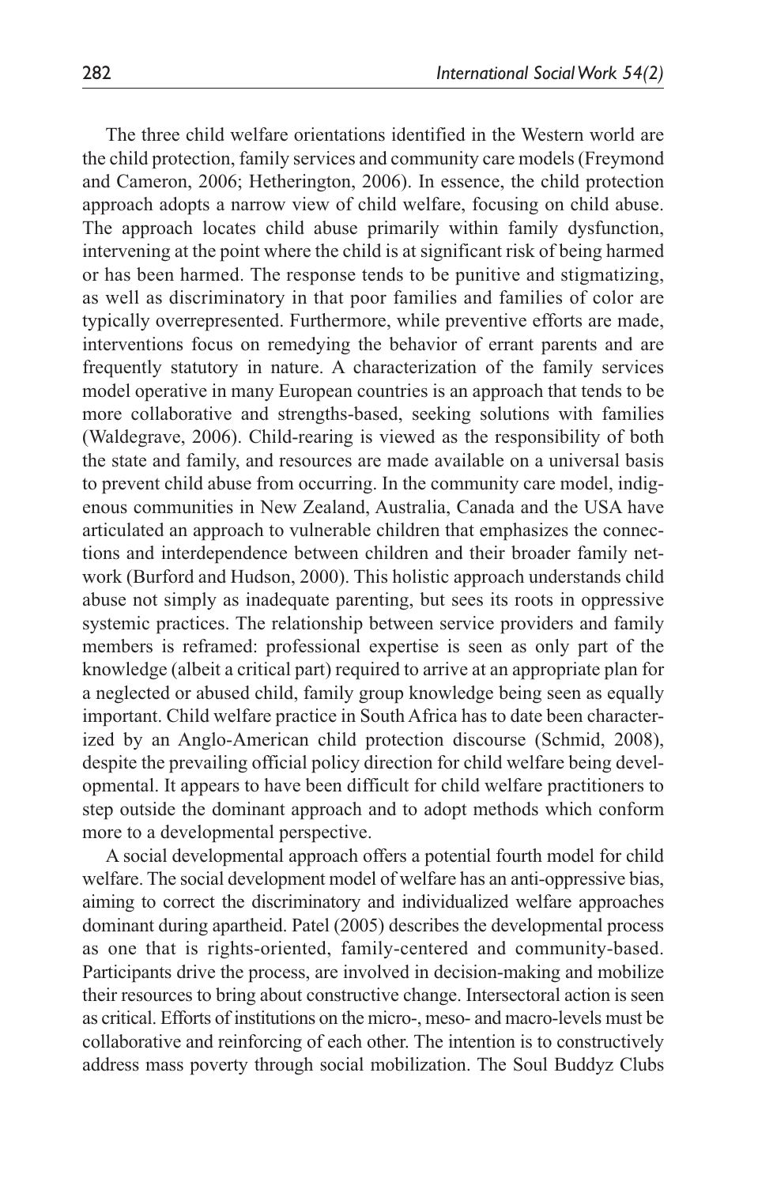The three child welfare orientations identified in the Western world are the child protection, family services and community care models (Freymond and Cameron, 2006; Hetherington, 2006). In essence, the child protection approach adopts a narrow view of child welfare, focusing on child abuse. The approach locates child abuse primarily within family dysfunction, intervening at the point where the child is at significant risk of being harmed or has been harmed. The response tends to be punitive and stigmatizing, as well as discriminatory in that poor families and families of color are typically overrepresented. Furthermore, while preventive efforts are made, interventions focus on remedying the behavior of errant parents and are frequently statutory in nature. A characterization of the family services model operative in many European countries is an approach that tends to be more collaborative and strengths-based, seeking solutions with families (Waldegrave, 2006). Child-rearing is viewed as the responsibility of both the state and family, and resources are made available on a universal basis to prevent child abuse from occurring. In the community care model, indigenous communities in New Zealand, Australia, Canada and the USA have articulated an approach to vulnerable children that emphasizes the connections and interdependence between children and their broader family network (Burford and Hudson, 2000). This holistic approach understands child abuse not simply as inadequate parenting, but sees its roots in oppressive systemic practices. The relationship between service providers and family members is reframed: professional expertise is seen as only part of the knowledge (albeit a critical part) required to arrive at an appropriate plan for a neglected or abused child, family group knowledge being seen as equally important. Child welfare practice in South Africa has to date been characterized by an Anglo-American child protection discourse (Schmid, 2008), despite the prevailing official policy direction for child welfare being developmental. It appears to have been difficult for child welfare practitioners to step outside the dominant approach and to adopt methods which conform more to a developmental perspective.

A social developmental approach offers a potential fourth model for child welfare. The social development model of welfare has an anti-oppressive bias, aiming to correct the discriminatory and individualized welfare approaches dominant during apartheid. Patel (2005) describes the developmental process as one that is rights-oriented, family-centered and community-based. Participants drive the process, are involved in decision-making and mobilize their resources to bring about constructive change. Intersectoral action is seen as critical. Efforts of institutions on the micro-, meso- and macro-levels must be collaborative and reinforcing of each other. The intention is to constructively address mass poverty through social mobilization. The Soul Buddyz Clubs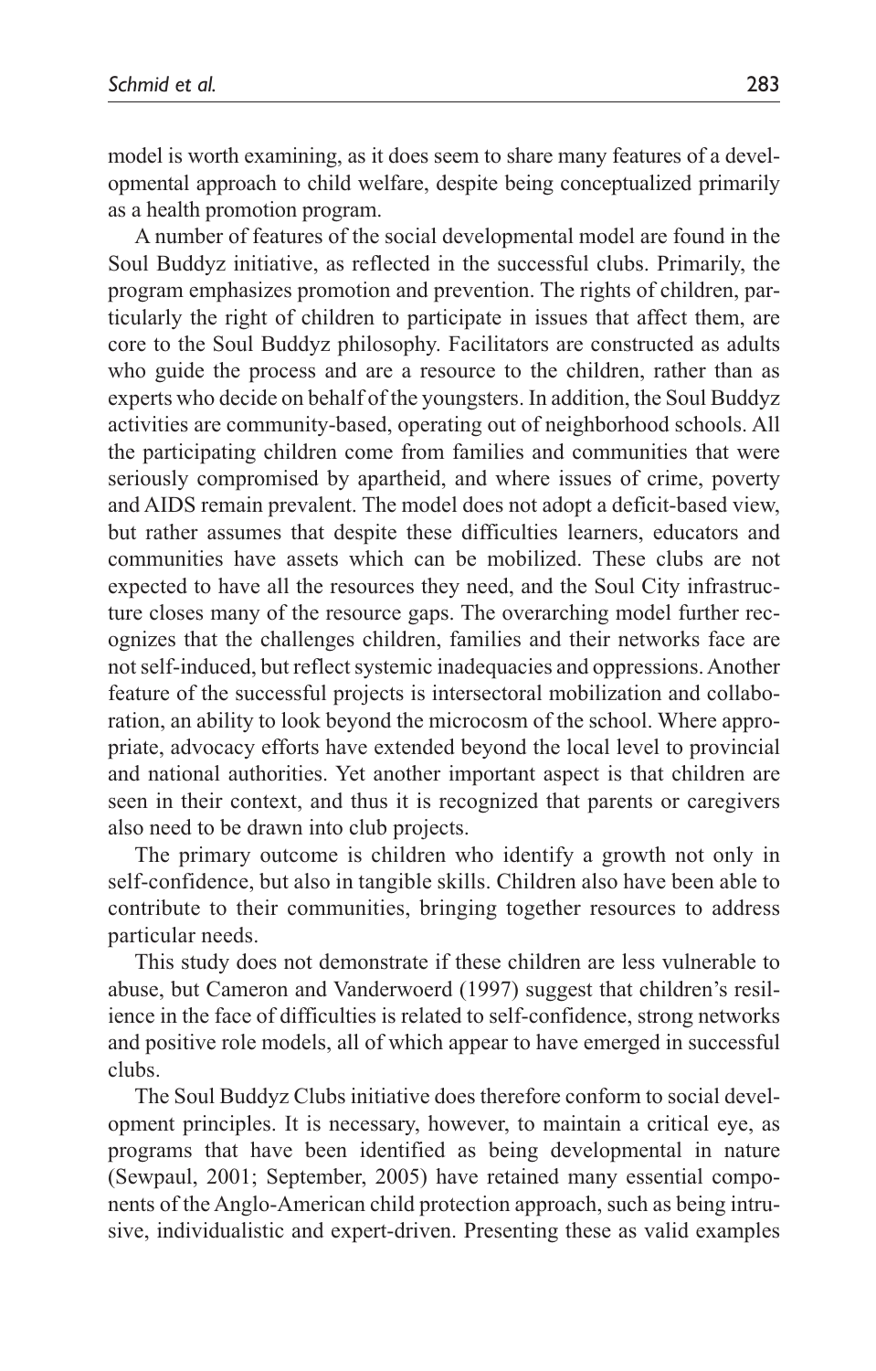model is worth examining, as it does seem to share many features of a developmental approach to child welfare, despite being conceptualized primarily as a health promotion program.

A number of features of the social developmental model are found in the Soul Buddyz initiative, as reflected in the successful clubs. Primarily, the program emphasizes promotion and prevention. The rights of children, particularly the right of children to participate in issues that affect them, are core to the Soul Buddyz philosophy. Facilitators are constructed as adults who guide the process and are a resource to the children, rather than as experts who decide on behalf of the youngsters. In addition, the Soul Buddyz activities are community-based, operating out of neighborhood schools. All the participating children come from families and communities that were seriously compromised by apartheid, and where issues of crime, poverty and AIDS remain prevalent. The model does not adopt a deficit-based view, but rather assumes that despite these difficulties learners, educators and communities have assets which can be mobilized. These clubs are not expected to have all the resources they need, and the Soul City infrastructure closes many of the resource gaps. The overarching model further recognizes that the challenges children, families and their networks face are not self-induced, but reflect systemic inadequacies and oppressions. Another feature of the successful projects is intersectoral mobilization and collaboration, an ability to look beyond the microcosm of the school. Where appropriate, advocacy efforts have extended beyond the local level to provincial and national authorities. Yet another important aspect is that children are seen in their context, and thus it is recognized that parents or caregivers also need to be drawn into club projects.

The primary outcome is children who identify a growth not only in self-confidence, but also in tangible skills. Children also have been able to contribute to their communities, bringing together resources to address particular needs.

This study does not demonstrate if these children are less vulnerable to abuse, but Cameron and Vanderwoerd (1997) suggest that children's resilience in the face of difficulties is related to self-confidence, strong networks and positive role models, all of which appear to have emerged in successful clubs.

The Soul Buddyz Clubs initiative does therefore conform to social development principles. It is necessary, however, to maintain a critical eye, as programs that have been identified as being developmental in nature (Sewpaul, 2001; September, 2005) have retained many essential components of the Anglo-American child protection approach, such as being intrusive, individualistic and expert-driven. Presenting these as valid examples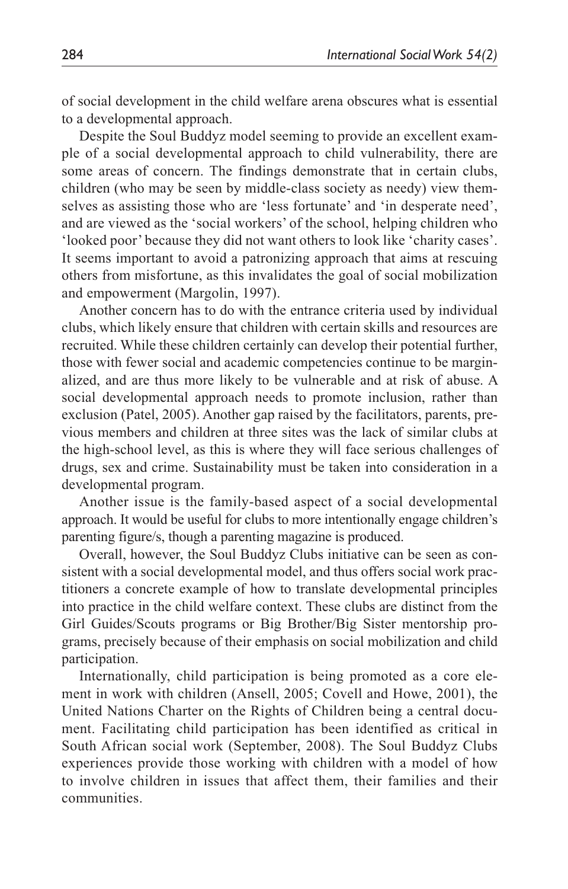of social development in the child welfare arena obscures what is essential to a developmental approach.

Despite the Soul Buddyz model seeming to provide an excellent example of a social developmental approach to child vulnerability, there are some areas of concern. The findings demonstrate that in certain clubs, children (who may be seen by middle-class society as needy) view themselves as assisting those who are 'less fortunate' and 'in desperate need', and are viewed as the 'social workers' of the school, helping children who 'looked poor' because they did not want others to look like 'charity cases'. It seems important to avoid a patronizing approach that aims at rescuing others from misfortune, as this invalidates the goal of social mobilization and empowerment (Margolin, 1997).

Another concern has to do with the entrance criteria used by individual clubs, which likely ensure that children with certain skills and resources are recruited. While these children certainly can develop their potential further, those with fewer social and academic competencies continue to be marginalized, and are thus more likely to be vulnerable and at risk of abuse. A social developmental approach needs to promote inclusion, rather than exclusion (Patel, 2005). Another gap raised by the facilitators, parents, previous members and children at three sites was the lack of similar clubs at the high-school level, as this is where they will face serious challenges of drugs, sex and crime. Sustainability must be taken into consideration in a developmental program.

Another issue is the family-based aspect of a social developmental approach. It would be useful for clubs to more intentionally engage children's parenting figure/s, though a parenting magazine is produced.

Overall, however, the Soul Buddyz Clubs initiative can be seen as consistent with a social developmental model, and thus offers social work practitioners a concrete example of how to translate developmental principles into practice in the child welfare context. These clubs are distinct from the Girl Guides/Scouts programs or Big Brother/Big Sister mentorship programs, precisely because of their emphasis on social mobilization and child participation.

Internationally, child participation is being promoted as a core element in work with children (Ansell, 2005; Covell and Howe, 2001), the United Nations Charter on the Rights of Children being a central document. Facilitating child participation has been identified as critical in South African social work (September, 2008). The Soul Buddyz Clubs experiences provide those working with children with a model of how to involve children in issues that affect them, their families and their communities.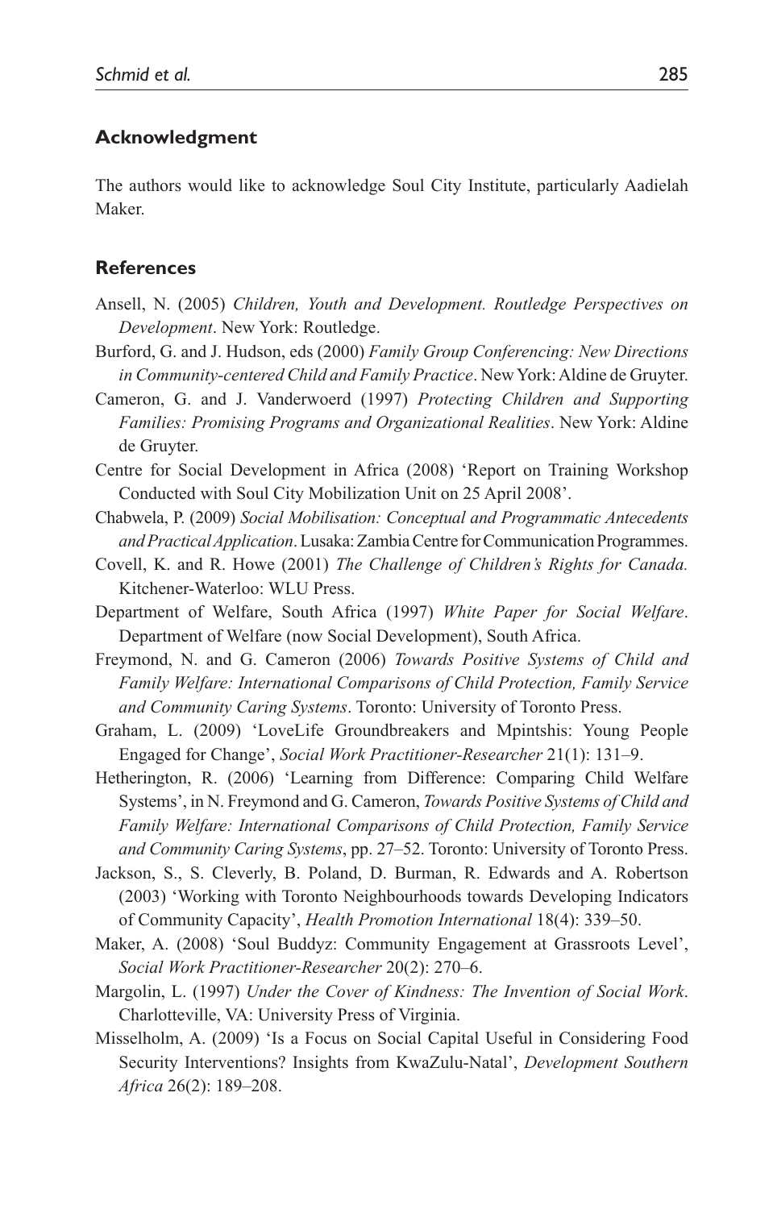## Acknowledgment

The authors would like to acknowledge Soul City Institute, particularly Aadielah Maker.

## References

Ansell, N. (2005) *Children, Youth and Development. Routledge Perspectives on Development*. New York: Routledge.

Burford, G. and J. Hudson, eds (2000) *Family Group Conferencing: New Directions in Community-centered Child and Family Practice*. New York: Aldine de Gruyter.

Cameron, G. and J. Vanderwoerd (1997) *Protecting Children and Supporting Families: Promising Programs and Organizational Realities*. New York: Aldine de Gruyter.

Centre for Social Development in Africa (2008) 'Report on Training Workshop Conducted with Soul City Mobilization Unit on 25 April 2008'.

Chabwela, P. (2009) *Social Mobilisation: Conceptual and Programmatic Antecedents and Practical Application*. Lusaka: Zambia Centre for Communication Programmes.

Covell, K. and R. Howe (2001) *The Challenge of Children's Rights for Canada.* Kitchener-Waterloo: WLU Press.

Department of Welfare, South Africa (1997) *White Paper for Social Welfare*. Department of Welfare (now Social Development), South Africa.

Freymond, N. and G. Cameron (2006) *Towards Positive Systems of Child and Family Welfare: International Comparisons of Child Protection, Family Service and Community Caring Systems*. Toronto: University of Toronto Press.

Graham, L. (2009) 'LoveLife Groundbreakers and Mpintshis: Young People Engaged for Change', *Social Work Practitioner-Researcher* 21(1): 131–9.

Hetherington, R. (2006) 'Learning from Difference: Comparing Child Welfare Systems', in N. Freymond and G. Cameron, *Towards Positive Systems of Child and Family Welfare: International Comparisons of Child Protection, Family Service and Community Caring Systems*, pp. 27–52. Toronto: University of Toronto Press.

Jackson, S., S. Cleverly, B. Poland, D. Burman, R. Edwards and A. Robertson (2003) 'Working with Toronto Neighbourhoods towards Developing Indicators of Community Capacity', *Health Promotion International* 18(4): 339–50.

Maker, A. (2008) 'Soul Buddyz: Community Engagement at Grassroots Level', *Social Work Practitioner-Researcher* 20(2): 270–6.

Margolin, L. (1997) *Under the Cover of Kindness: The Invention of Social Work*. Charlotteville, VA: University Press of Virginia.

Misselholm, A. (2009) 'Is a Focus on Social Capital Useful in Considering Food Security Interventions? Insights from KwaZulu-Natal', *Development Southern Africa* 26(2): 189–208.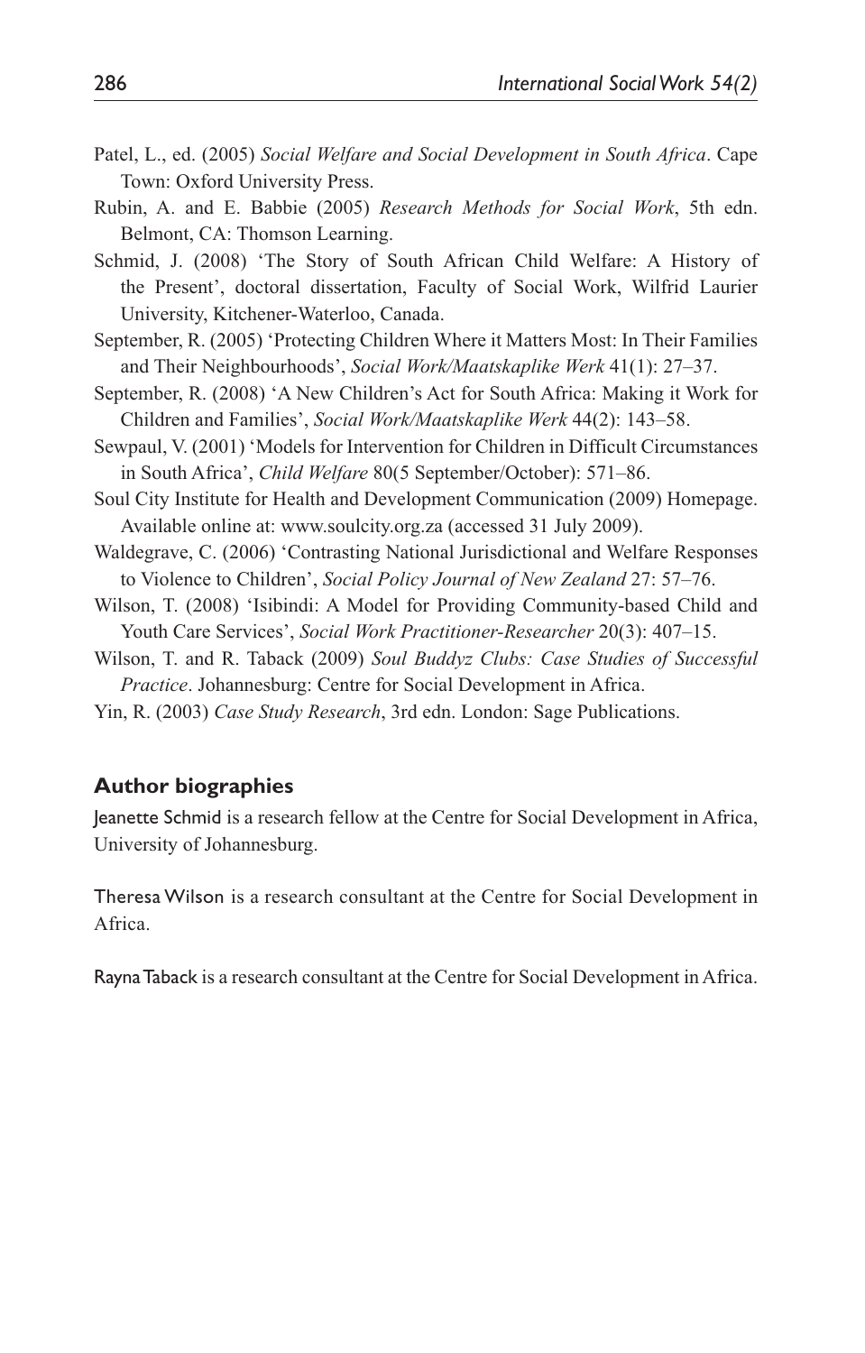Patel, L., ed. (2005) *Social Welfare and Social Development in South Africa*. Cape Town: Oxford University Press.

Rubin, A. and E. Babbie (2005) *Research Methods for Social Work*, 5th edn. Belmont, CA: Thomson Learning.

Schmid, J. (2008) 'The Story of South African Child Welfare: A History of the Present', doctoral dissertation, Faculty of Social Work, Wilfrid Laurier University, Kitchener-Waterloo, Canada.

September, R. (2005) 'Protecting Children Where it Matters Most: In Their Families and Their Neighbourhoods', *Social Work/Maatskaplike Werk* 41(1): 27–37.

September, R. (2008) 'A New Children's Act for South Africa: Making it Work for Children and Families', *Social Work/Maatskaplike Werk* 44(2): 143–58.

Sewpaul, V. (2001) 'Models for Intervention for Children in Difficult Circumstances in South Africa', *Child Welfare* 80(5 September/October): 571–86.

Soul City Institute for Health and Development Communication (2009) Homepage. Available online at: www.soulcity.org.za (accessed 31 July 2009).

Waldegrave, C. (2006) 'Contrasting National Jurisdictional and Welfare Responses to Violence to Children', *Social Policy Journal of New Zealand* 27: 57–76.

Wilson, T. (2008) 'Isibindi: A Model for Providing Community-based Child and Youth Care Services', *Social Work Practitioner-Researcher* 20(3): 407–15.

Wilson, T. and R. Taback (2009) *Soul Buddyz Clubs: Case Studies of Successful Practice*. Johannesburg: Centre for Social Development in Africa.

Yin, R. (2003) *Case Study Research*, 3rd edn. London: Sage Publications.

## Author biographies

Jeanette Schmid is a research fellow at the Centre for Social Development in Africa, University of Johannesburg.

Theresa Wilson is a research consultant at the Centre for Social Development in Africa.

Rayna Taback is a research consultant at the Centre for Social Development in Africa.